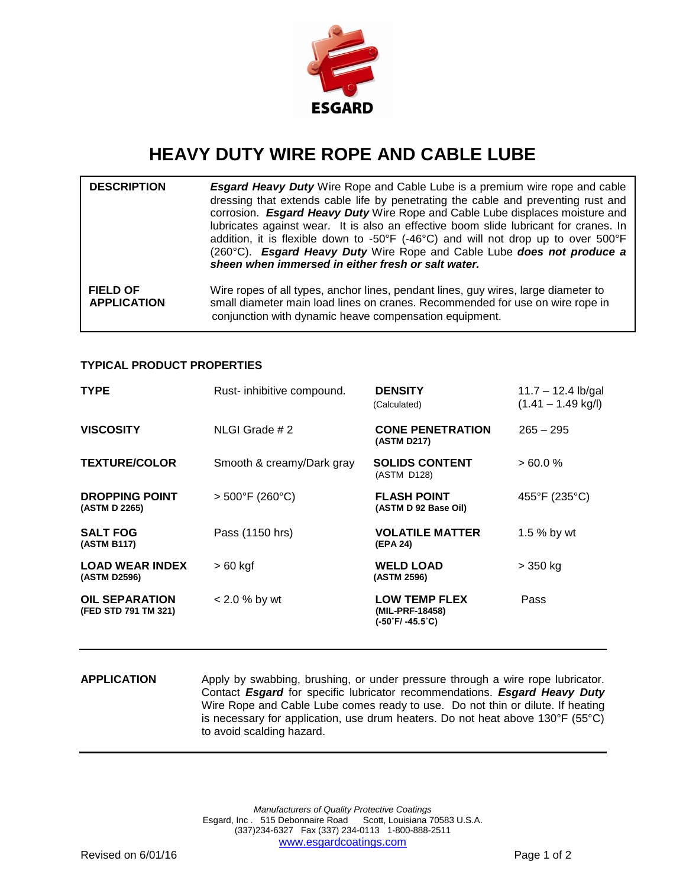ESGARD

# HEAVY DUTY WIRE ROPE AND CABLE LUBE

| | |
|---|---|
| **DESCRIPTION** | ***Esgard Heavy Duty*** Wire Rope and Cable Lube is a premium wire rope and cable dressing that extends cable life by penetrating the cable and preventing rust and corrosion. ***Esgard Heavy Duty*** Wire Rope and Cable Lube displaces moisture and lubricates against wear. It is also an effective boom slide lubricant for cranes. In addition, it is flexible down to -50°F (-46°C) and will not drop up to over 500°F (260°C). ***Esgard Heavy Duty*** Wire Rope and Cable Lube ***does not produce a sheen when immersed in either fresh or salt water.*** |
| **FIELD OF APPLICATION** | Wire ropes of all types, anchor lines, pendant lines, guy wires, large diameter to small diameter main load lines on cranes. Recommended for use on wire rope in conjunction with dynamic heave compensation equipment. |

## TYPICAL PRODUCT PROPERTIES

| Property | Value | Property | Value |
|---|---|---|---|
| **TYPE** | Rust- inhibitive compound. | **DENSITY** (Calculated) | 11.7 – 12.4 lb/gal (1.41 – 1.49 kg/l) |
| **VISCOSITY** | NLGI Grade # 2 | **CONE PENETRATION (ASTM D217)** | 265 – 295 |
| **TEXTURE/COLOR** | Smooth & creamy/Dark gray | **SOLIDS CONTENT** (ASTM D128) | > 60.0 % |
| **DROPPING POINT (ASTM D 2265)** | > 500°F (260°C) | **FLASH POINT (ASTM D 92 Base Oil)** | 455°F (235°C) |
| **SALT FOG (ASTM B117)** | Pass (1150 hrs) | **VOLATILE MATTER (EPA 24)** | 1.5 % by wt |
| **LOAD WEAR INDEX (ASTM D2596)** | > 60 kgf | **WELD LOAD (ASTM 2596)** | > 350 kg |
| **OIL SEPARATION (FED STD 791 TM 321)** | < 2.0 % by wt | **LOW TEMP FLEX (MIL-PRF-18458) (-50˚F/ -45.5˚C)** | Pass |

**APPLICATION**

Apply by swabbing, brushing, or under pressure through a wire rope lubricator. Contact ***Esgard*** for specific lubricator recommendations. ***Esgard Heavy Duty*** Wire Rope and Cable Lube comes ready to use. Do not thin or dilute. If heating is necessary for application, use drum heaters. Do not heat above 130°F (55°C) to avoid scalding hazard.

*Manufacturers of Quality Protective Coatings*
Esgard, Inc . 515 Debonnaire Road Scott, Louisiana 70583 U.S.A.
(337)234-6327 Fax (337) 234-0113 1-800-888-2511
www.esgardcoatings.com

Revised on 6/01/16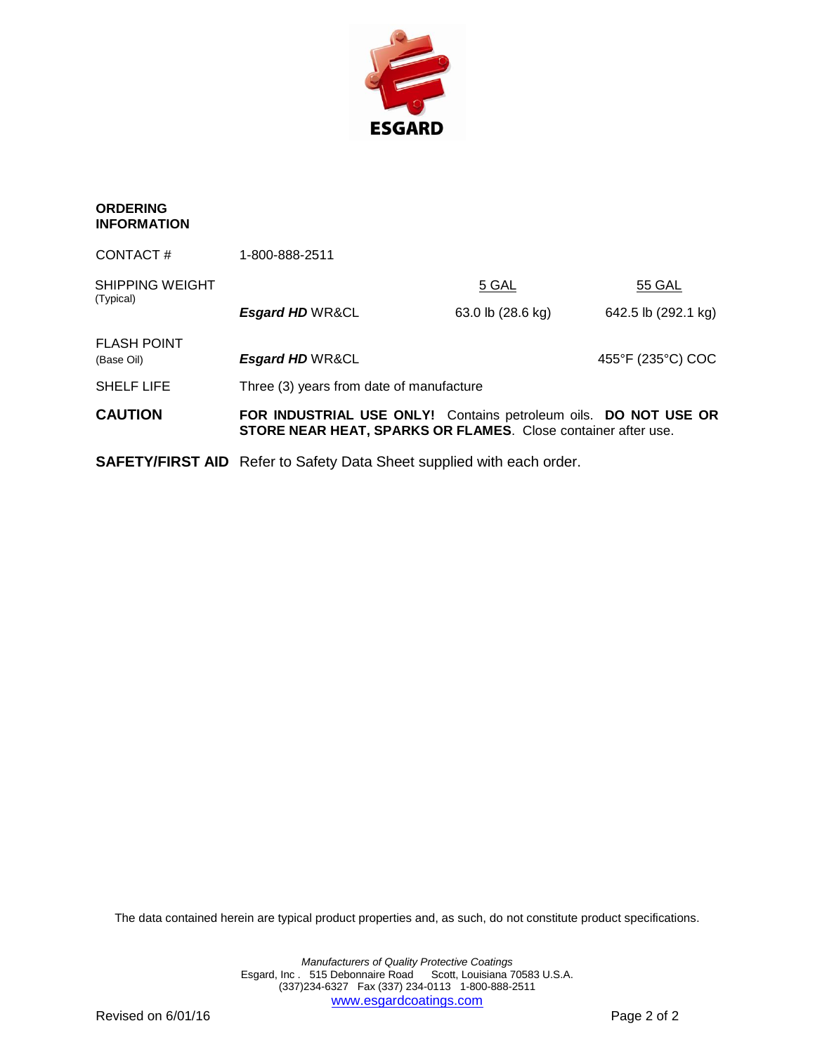ESGARD

**ORDERING INFORMATION**

| | | | |
|---|---|---|---|
| CONTACT # | 1-800-888-2511 | | |
| SHIPPING WEIGHT (Typical) | | 5 GAL | 55 GAL |
| | ***Esgard HD*** WR&CL | 63.0 lb (28.6 kg) | 642.5 lb (292.1 kg) |
| FLASH POINT (Base Oil) | ***Esgard HD*** WR&CL | | 455°F (235°C) COC |
| SHELF LIFE | Three (3) years from date of manufacture | | |

**CAUTION** **FOR INDUSTRIAL USE ONLY!** Contains petroleum oils. **DO NOT USE OR STORE NEAR HEAT, SPARKS OR FLAMES**. Close container after use.

**SAFETY/FIRST AID** Refer to Safety Data Sheet supplied with each order.

The data contained herein are typical product properties and, as such, do not constitute product specifications.

*Manufacturers of Quality Protective Coatings*
Esgard, Inc . 515 Debonnaire Road Scott, Louisiana 70583 U.S.A.
(337)234-6327 Fax (337) 234-0113 1-800-888-2511
www.esgardcoatings.com

Revised on 6/01/16